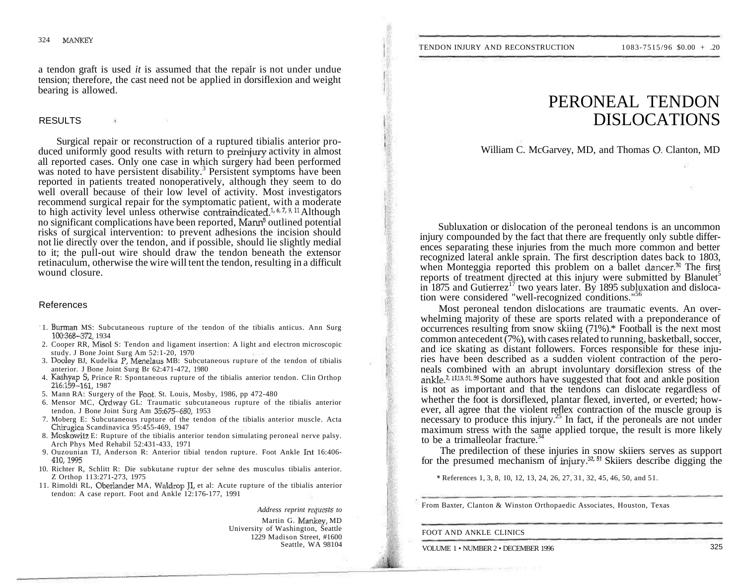a tendon graft is used *it* is assumed that the repair is not under undue tension; therefore, the cast need not be applied in dorsiflexion and weight bearing is allowed.

## RESULTS

Surgical repair or reconstruction of a ruptured tibialis anterior produced uniformly good results with return to preinjury activity in almost all reported cases. Only one case in which surgery had been performed was noted to have persistent disability.[3] Persistent symptoms have been reported in patients treated nonoperatively, although they seem to do well overall because of their low level of activity. Most investigators recommend surgical repair for the symptomatic patient, with a moderate to high activity level unless otherwise contraindicated.[1,6,7,9,11] Although no significant complications have been reported, Mann[5] outlined potential risks of surgical intervention: to prevent adhesions the incision should not lie directly over the tendon, and if possible, should lie slightly medial to it; the pull-out wire should draw the tendon beneath the extensor retinaculum, otherwise the wire will tent the tendon, resulting in a difficult wound closure.

## References

1. Burman MS: Subcutaneous rupture of the tendon of the tibialis anticus. Ann Surg 100:368–372, 1934
2. Cooper RR, Misol S: Tendon and ligament insertion: A light and electron microscopic study. J Bone Joint Surg Am 52:1-20, 1970
3. Dooley BJ, Kudelka P, Menelaus MB: Subcutaneous rupture of the tendon of tibialis anterior. J Bone Joint Surg Br 62:471-472, 1980
4. Kashyap S, Prince R: Spontaneous rupture of the tibialis anterior tendon. Clin Orthop 216:159–161, 1987
5. Mann RA: Surgery of the Foot. St. Louis, Mosby, 1986, pp 472-480
6. Mensor MC, Ordway GL: Traumatic subcutaneous rupture of the tibialis anterior tendon. J Bone Joint Surg Am 35:675–680, 1953
7. Moberg E: Subcutaneous rupture of the tendon of the tibialis anterior muscle. Acta Chirugica Scandinavica 95:455-469, 1947
8. Moskowitz E: Rupture of the tibialis anterior tendon simulating peroneal nerve palsy. Arch Phys Med Rehabil 52:431-433, 1971
9. Ouzounian TJ, Anderson R: Anterior tibial tendon rupture. Foot Ankle Int 16:406-410, 1995
10. Richter R, Schlitt R: Die subkutane ruptur der sehne des musculus tibialis anterior. Z Orthop 113:271-273, 1975
11. Rimoldi RL, Oberlander MA, Waldrop JI, et al: Acute rupture of the tibialis anterior tendon: A case report. Foot and Ankle 12:176-177, 1991

*Address reprint requests to*

Martin G. Mankey, MD
University of Washington, Seattle
1229 Madison Street, #1600
Seattle, WA 98104

# PERONEAL TENDON DISLOCATIONS

William C. McGarvey, MD, and Thomas O. Clanton, MD

Subluxation or dislocation of the peroneal tendons is an uncommon injury compounded by the fact that there are frequently only subtle differences separating these injuries from the much more common and better recognized lateral ankle sprain. The first description dates back to 1803, when Monteggia reported this problem on a ballet dancer.[30] The first reports of treatment directed at this injury were submitted by Blanulet[5] in 1875 and Gutierrez[17] two years later. By 1895 subluxation and dislocation were considered "well-recognized conditions."[56]

Most peroneal tendon dislocations are traumatic events. An overwhelming majority of these are sports related with a preponderance of occurrences resulting from snow skiing (71%).* Football is the next most common antecedent (7%), with cases related to running, basketball, soccer, and ice skating as distant followers. Forces responsible for these injuries have been described as a sudden violent contraction of the peroneals combined with an abrupt involuntary dorsiflexion stress of the ankle.[2,11,13,51,59] Some authors have suggested that foot and ankle position is not as important and that the tendons can dislocate regardless of whether the foot is dorsiflexed, plantar flexed, inverted, or everted; however, all agree that the violent reflex contraction of the muscle group is necessary to produce this injury.[25] In fact, if the peroneals are not under maximum stress with the same applied torque, the result is more likely to be a trimalleolar fracture.[34]

The predilection of these injuries in snow skiers serves as support for the presumed mechanism of injury.[32,51] Skiers describe digging the

\* References 1, 3, 8, 10, 12, 13, 24, 26, 27, 31, 32, 45, 46, 50, and 51.

From Baxter, Clanton & Winston Orthopaedic Associates, Houston, Texas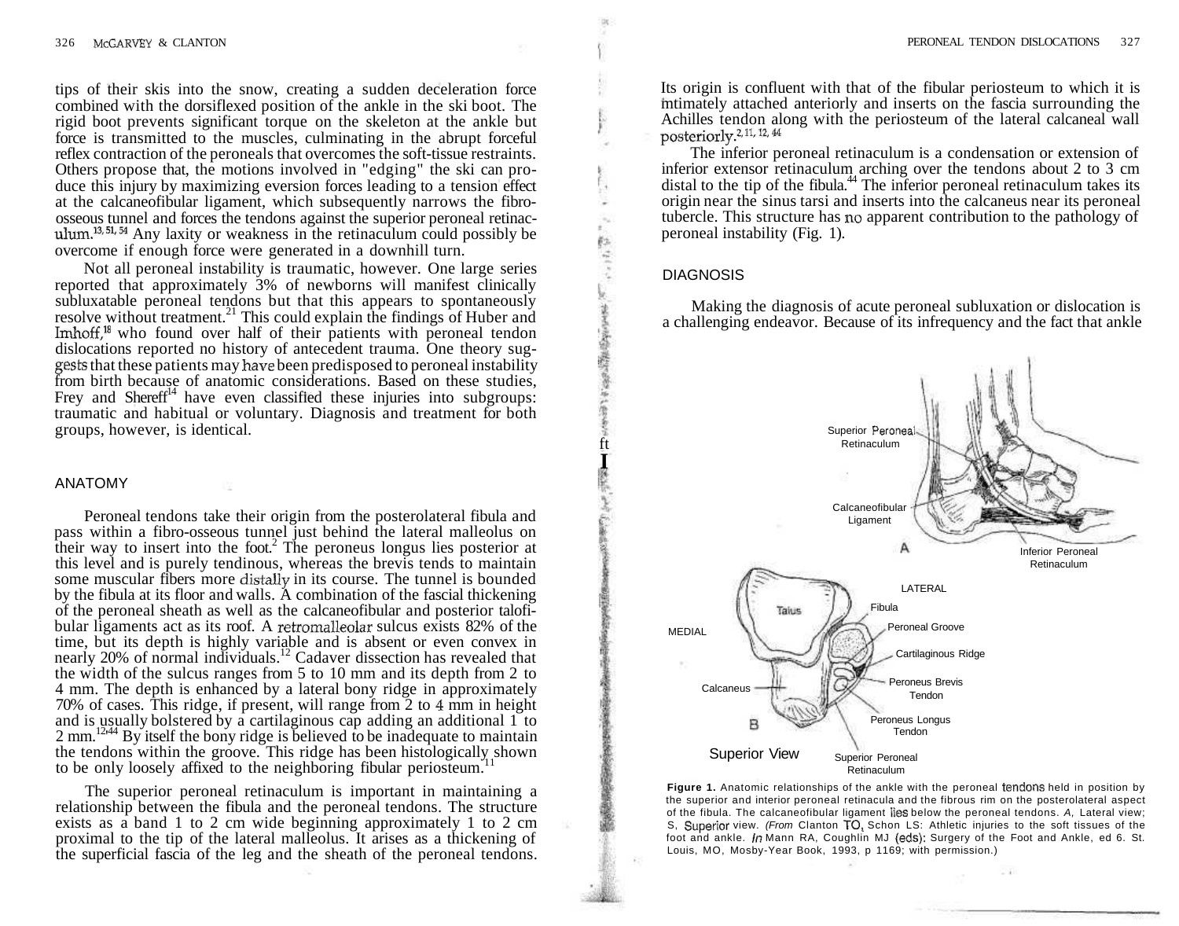tips of their skis into the snow, creating a sudden deceleration force combined with the dorsiflexed position of the ankle in the ski boot. The rigid boot prevents significant torque on the skeleton at the ankle but force is transmitted to the muscles, culminating in the abrupt forceful reflex contraction of the peroneals that overcomes the soft-tissue restraints. Others propose that, the motions involved in "edging" the ski can produce this injury by maximizing eversion forces leading to a tension effect at the calcaneofibular ligament, which subsequently narrows the fibro-osseous tunnel and forces the tendons against the superior peroneal retinaculum.[13, 51, 54] Any laxity or weakness in the retinaculum could possibly be overcome if enough force were generated in a downhill turn.

Not all peroneal instability is traumatic, however. One large series reported that approximately 3% of newborns will manifest clinically subluxatable peroneal tendons but that this appears to spontaneously resolve without treatment.[21] This could explain the findings of Huber and Imhoff,[18] who found over half of their patients with peroneal tendon dislocations reported no history of antecedent trauma. One theory suggests that these patients may have been predisposed to peroneal instability from birth because of anatomic considerations. Based on these studies, Frey and Shereff[14] have even classified these injuries into subgroups: traumatic and habitual or voluntary. Diagnosis and treatment for both groups, however, is identical.

## ANATOMY

Peroneal tendons take their origin from the posterolateral fibula and pass within a fibro-osseous tunnel just behind the lateral malleolus on their way to insert into the foot.[2] The peroneus longus lies posterior at this level and is purely tendinous, whereas the brevis tends to maintain some muscular fibers more distally in its course. The tunnel is bounded by the fibula at its floor and walls. A combination of the fascial thickening of the peroneal sheath as well as the calcaneofibular and posterior talofibular ligaments act as its roof. A retromalleolar sulcus exists 82% of the time, but its depth is highly variable and is absent or even convex in nearly 20% of normal individuals.[12] Cadaver dissection has revealed that the width of the sulcus ranges from 5 to 10 mm and its depth from 2 to 4 mm. The depth is enhanced by a lateral bony ridge in approximately 70% of cases. This ridge, if present, will range from 2 to 4 mm in height and is usually bolstered by a cartilaginous cap adding an additional 1 to 2 mm.[12,44] By itself the bony ridge is believed to be inadequate to maintain the tendons within the groove. This ridge has been histologically shown to be only loosely affixed to the neighboring fibular periosteum.[11]

The superior peroneal retinaculum is important in maintaining a relationship between the fibula and the peroneal tendons. The structure exists as a band 1 to 2 cm wide beginning approximately 1 to 2 cm proximal to the tip of the lateral malleolus. It arises as a thickening of the superficial fascia of the leg and the sheath of the peroneal tendons. Its origin is confluent with that of the fibular periosteum to which it is intimately attached anteriorly and inserts on the fascia surrounding the Achilles tendon along with the periosteum of the lateral calcaneal wall posteriorly.[2, 11, 12, 44]

The inferior peroneal retinaculum is a condensation or extension of inferior extensor retinaculum arching over the tendons about 2 to 3 cm distal to the tip of the fibula.[44] The inferior peroneal retinaculum takes its origin near the sinus tarsi and inserts into the calcaneus near its peroneal tubercle. This structure has no apparent contribution to the pathology of peroneal instability (Fig. 1).

## DIAGNOSIS

Making the diagnosis of acute peroneal subluxation or dislocation is a challenging endeavor. Because of its infrequency and the fact that ankle

**Figure 1.** Anatomic relationships of the ankle with the peroneal tendons held in position by the superior and interior peroneal retinacula and the fibrous rim on the posterolateral aspect of the fibula. The calcaneofibular ligament lies below the peroneal tendons. *A,* Lateral view; *B,* Superior view. *(From* Clanton TO, Schon LS: Athletic injuries to the soft tissues of the foot and ankle. *In* Mann RA, Coughlin MJ (eds): Surgery of the Foot and Ankle, ed 6. St. Louis, MO, Mosby-Year Book, 1993, p 1169; with permission.)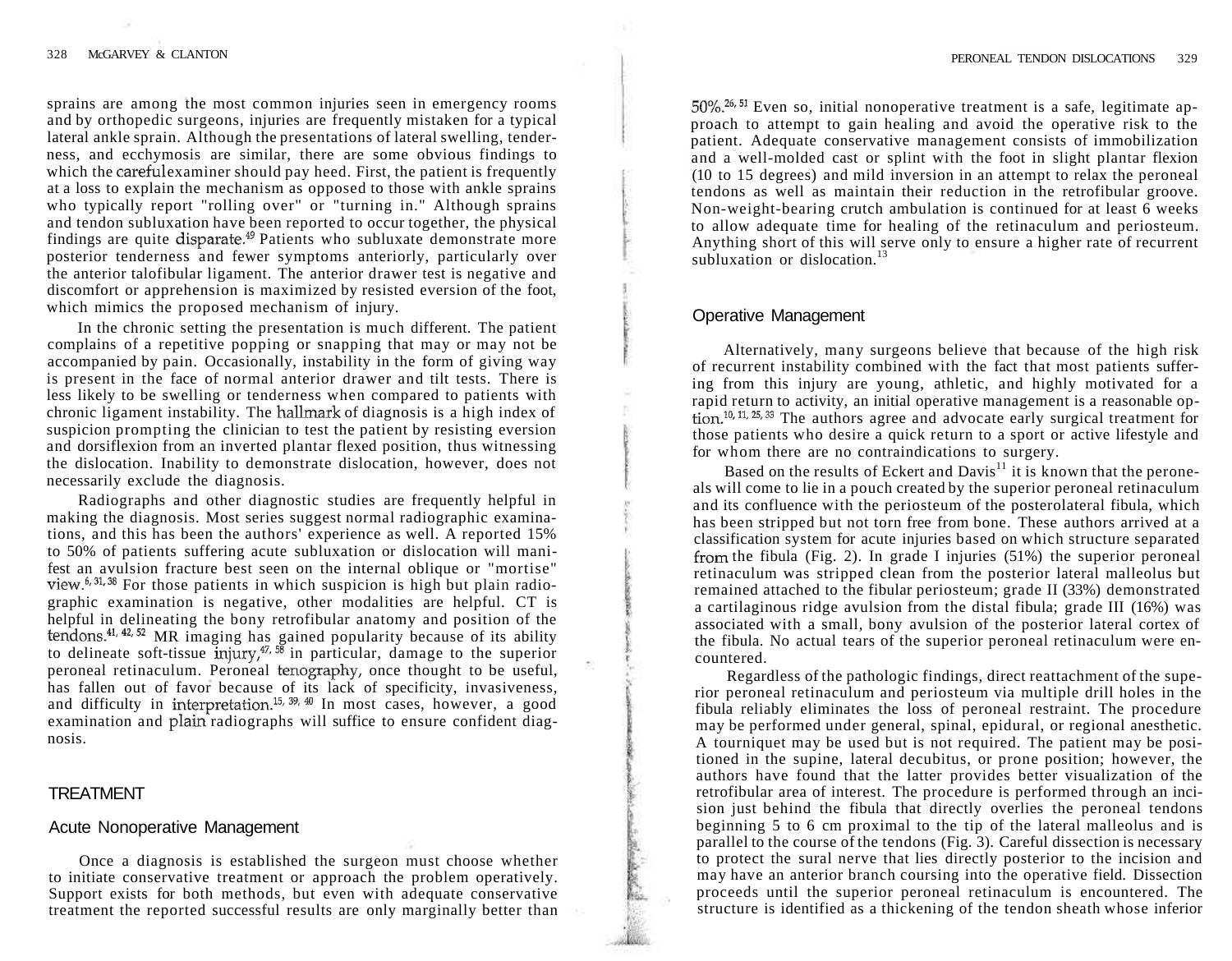sprains are among the most common injuries seen in emergency rooms and by orthopedic surgeons, injuries are frequently mistaken for a typical lateral ankle sprain. Although the presentations of lateral swelling, tenderness, and ecchymosis are similar, there are some obvious findings to which the careful examiner should pay heed. First, the patient is frequently at a loss to explain the mechanism as opposed to those with ankle sprains who typically report "rolling over" or "turning in." Although sprains and tendon subluxation have been reported to occur together, the physical findings are quite disparate.[49] Patients who subluxate demonstrate more posterior tenderness and fewer symptoms anteriorly, particularly over the anterior talofibular ligament. The anterior drawer test is negative and discomfort or apprehension is maximized by resisted eversion of the foot, which mimics the proposed mechanism of injury.

In the chronic setting the presentation is much different. The patient complains of a repetitive popping or snapping that may or may not be accompanied by pain. Occasionally, instability in the form of giving way is present in the face of normal anterior drawer and tilt tests. There is less likely to be swelling or tenderness when compared to patients with chronic ligament instability. The hallmark of diagnosis is a high index of suspicion prompting the clinician to test the patient by resisting eversion and dorsiflexion from an inverted plantar flexed position, thus witnessing the dislocation. Inability to demonstrate dislocation, however, does not necessarily exclude the diagnosis.

Radiographs and other diagnostic studies are frequently helpful in making the diagnosis. Most series suggest normal radiographic examinations, and this has been the authors' experience as well. A reported 15% to 50% of patients suffering acute subluxation or dislocation will manifest an avulsion fracture best seen on the internal oblique or "mortise" view.[6, 31, 38] For those patients in which suspicion is high but plain radiographic examination is negative, other modalities are helpful. CT is helpful in delineating the bony retrofibular anatomy and position of the tendons.[41, 42, 52] MR imaging has gained popularity because of its ability to delineate soft-tissue injury,[47, 58] in particular, damage to the superior peroneal retinaculum. Peroneal tenography, once thought to be useful, has fallen out of favor because of its lack of specificity, invasiveness, and difficulty in interpretation.[15, 39, 40] In most cases, however, a good examination and plain radiographs will suffice to ensure confident diagnosis.

## TREATMENT

### Acute Nonoperative Management

Once a diagnosis is established the surgeon must choose whether to initiate conservative treatment or approach the problem operatively. Support exists for both methods, but even with adequate conservative treatment the reported successful results are only marginally better than 50%.[26, 51] Even so, initial nonoperative treatment is a safe, legitimate approach to attempt to gain healing and avoid the operative risk to the patient. Adequate conservative management consists of immobilization and a well-molded cast or splint with the foot in slight plantar flexion (10 to 15 degrees) and mild inversion in an attempt to relax the peroneal tendons as well as maintain their reduction in the retrofibular groove. Non-weight-bearing crutch ambulation is continued for at least 6 weeks to allow adequate time for healing of the retinaculum and periosteum. Anything short of this will serve only to ensure a higher rate of recurrent subluxation or dislocation.[13]

### Operative Management

Alternatively, many surgeons believe that because of the high risk of recurrent instability combined with the fact that most patients suffering from this injury are young, athletic, and highly motivated for a rapid return to activity, an initial operative management is a reasonable option.[10, 11, 25, 33] The authors agree and advocate early surgical treatment for those patients who desire a quick return to a sport or active lifestyle and for whom there are no contraindications to surgery.

Based on the results of Eckert and Davis[11] it is known that the peroneals will come to lie in a pouch created by the superior peroneal retinaculum and its confluence with the periosteum of the posterolateral fibula, which has been stripped but not torn free from bone. These authors arrived at a classification system for acute injuries based on which structure separated from the fibula (Fig. 2). In grade I injuries (51%) the superior peroneal retinaculum was stripped clean from the posterior lateral malleolus but remained attached to the fibular periosteum; grade II (33%) demonstrated a cartilaginous ridge avulsion from the distal fibula; grade III (16%) was associated with a small, bony avulsion of the posterior lateral cortex of the fibula. No actual tears of the superior peroneal retinaculum were encountered.

Regardless of the pathologic findings, direct reattachment of the superior peroneal retinaculum and periosteum via multiple drill holes in the fibula reliably eliminates the loss of peroneal restraint. The procedure may be performed under general, spinal, epidural, or regional anesthetic. A tourniquet may be used but is not required. The patient may be positioned in the supine, lateral decubitus, or prone position; however, the authors have found that the latter provides better visualization of the retrofibular area of interest. The procedure is performed through an incision just behind the fibula that directly overlies the peroneal tendons beginning 5 to 6 cm proximal to the tip of the lateral malleolus and is parallel to the course of the tendons (Fig. 3). Careful dissection is necessary to protect the sural nerve that lies directly posterior to the incision and may have an anterior branch coursing into the operative field. Dissection proceeds until the superior peroneal retinaculum is encountered. The structure is identified as a thickening of the tendon sheath whose inferior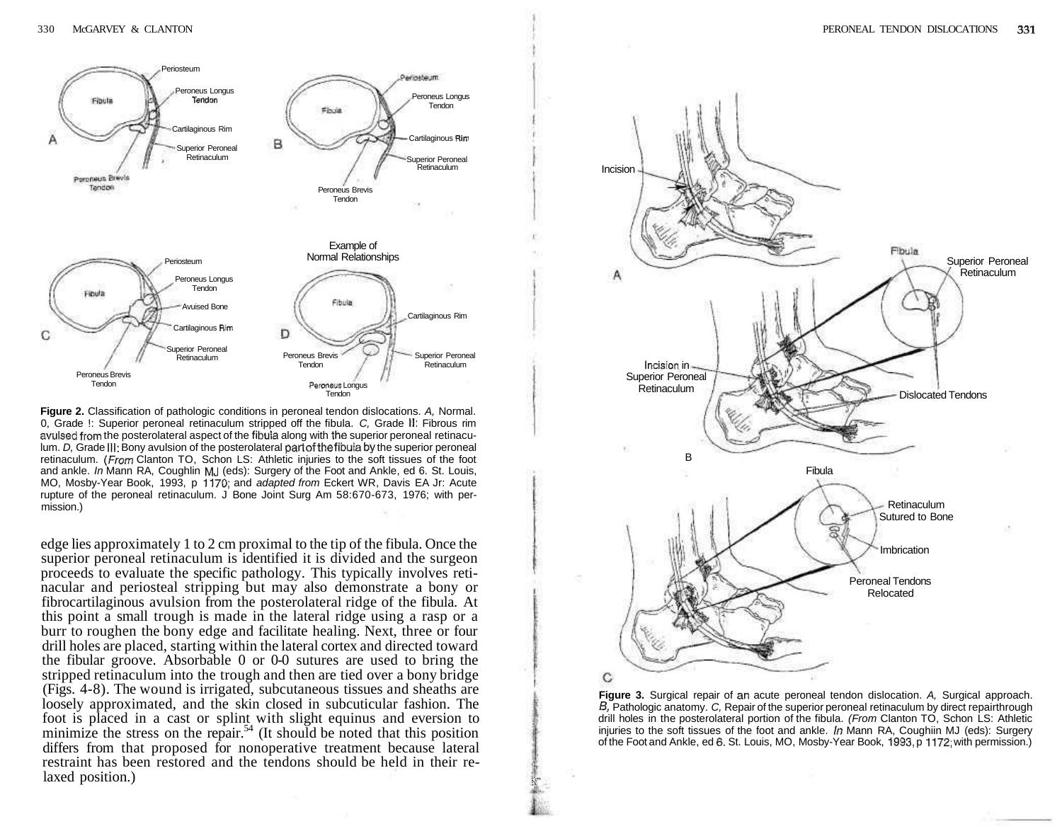**Figure 2.** Classification of pathologic conditions in peroneal tendon dislocations. *A,* Normal. 0, Grade I: Superior peroneal retinaculum stripped off the fibula. *C,* Grade II: Fibrous rim avulsed from the posterolateral aspect of the fibula along with the superior peroneal retinaculum. *D,* Grade III: Bony avulsion of the posterolateral part of the fibula by the superior peroneal retinaculum. (*From* Clanton TO, Schon LS: Athletic injuries to the soft tissues of the foot and ankle. *In* Mann RA, Coughlin MJ (eds): Surgery of the Foot and Ankle, ed 6. St. Louis, MO, Mosby-Year Book, 1993, p 1170; and *adapted from* Eckert WR, Davis EA Jr: Acute rupture of the peroneal retinaculum. J Bone Joint Surg Am 58:670-673, 1976; with permission.)

edge lies approximately 1 to 2 cm proximal to the tip of the fibula. Once the superior peroneal retinaculum is identified it is divided and the surgeon proceeds to evaluate the specific pathology. This typically involves retinacular and periosteal stripping but may also demonstrate a bony or fibrocartilaginous avulsion from the posterolateral ridge of the fibula. At this point a small trough is made in the lateral ridge using a rasp or a burr to roughen the bony edge and facilitate healing. Next, three or four drill holes are placed, starting within the lateral cortex and directed toward the fibular groove. Absorbable 0 or 0-0 sutures are used to bring the stripped retinaculum into the trough and then are tied over a bony bridge (Figs. 4-8). The wound is irrigated, subcutaneous tissues and sheaths are loosely approximated, and the skin closed in subcuticular fashion. The foot is placed in a cast or splint with slight equinus and eversion to minimize the stress on the repair.[54] (It should be noted that this position differs from that proposed for nonoperative treatment because lateral restraint has been restored and the tendons should be held in their relaxed position.)

**Figure 3.** Surgical repair of an acute peroneal tendon dislocation. *A,* Surgical approach. *B,* Pathologic anatomy. *C,* Repair of the superior peroneal retinaculum by direct repair through drill holes in the posterolateral portion of the fibula. (*From* Clanton TO, Schon LS: Athletic injuries to the soft tissues of the foot and ankle. *In* Mann RA, Coughlin MJ (eds): Surgery of the Foot and Ankle, ed 6. St. Louis, MO, Mosby-Year Book, 1993, p 1172; with permission.)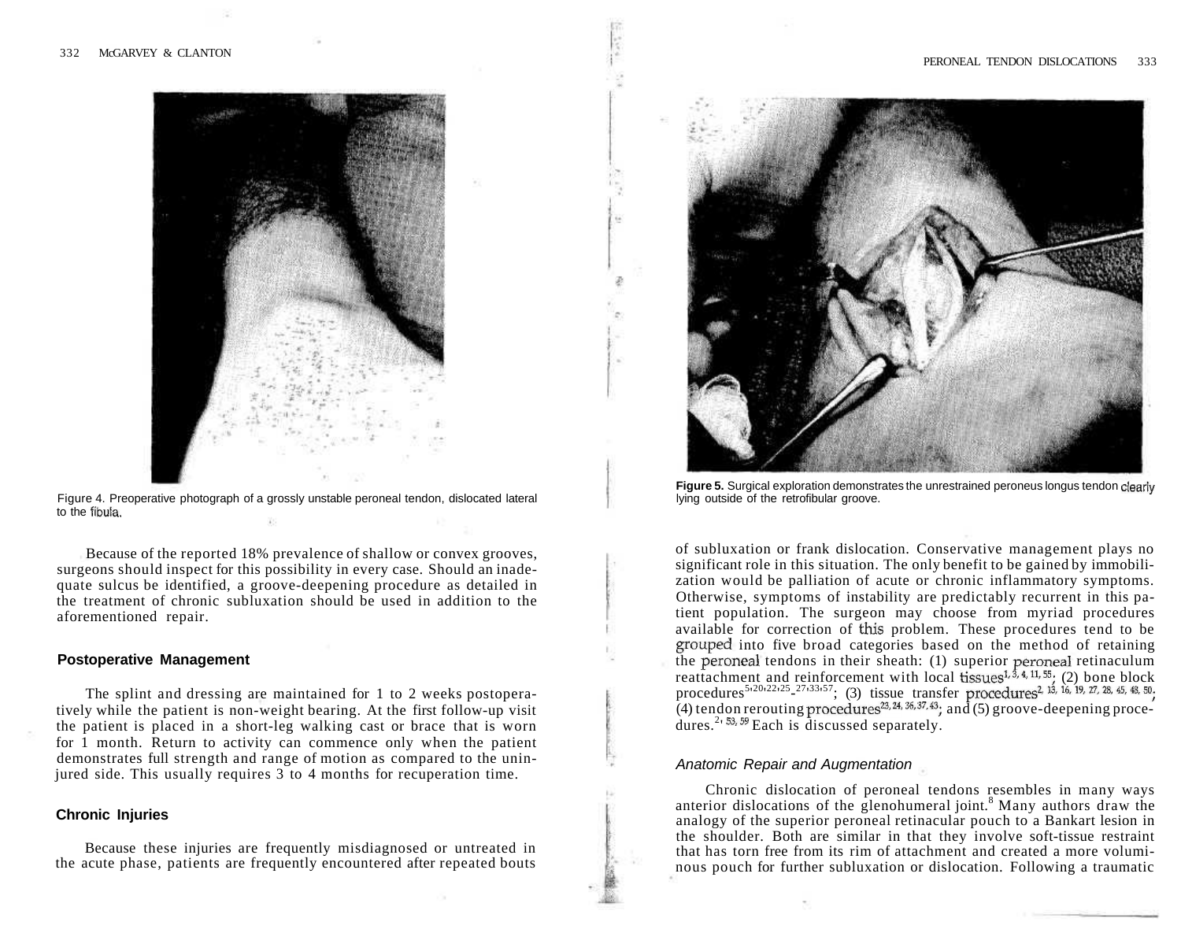Figure 4. Preoperative photograph of a grossly unstable peroneal tendon, dislocated lateral to the fibula.

Because of the reported 18% prevalence of shallow or convex grooves, surgeons should inspect for this possibility in every case. Should an inadequate sulcus be identified, a groove-deepening procedure as detailed in the treatment of chronic subluxation should be used in addition to the aforementioned repair.

### Postoperative Management

The splint and dressing are maintained for 1 to 2 weeks postoperatively while the patient is non-weight bearing. At the first follow-up visit the patient is placed in a short-leg walking cast or brace that is worn for 1 month. Return to activity can commence only when the patient demonstrates full strength and range of motion as compared to the uninjured side. This usually requires 3 to 4 months for recuperation time.

### Chronic Injuries

Because these injuries are frequently misdiagnosed or untreated in the acute phase, patients are frequently encountered after repeated bouts

**Figure 5.** Surgical exploration demonstrates the unrestrained peroneus longus tendon clearly lying outside of the retrofibular groove.

of subluxation or frank dislocation. Conservative management plays no significant role in this situation. The only benefit to be gained by immobilization would be palliation of acute or chronic inflammatory symptoms. Otherwise, symptoms of instability are predictably recurrent in this patient population. The surgeon may choose from myriad procedures available for correction of this problem. These procedures tend to be grouped into five broad categories based on the method of retaining the peroneal tendons in their sheath: (1) superior peroneal retinaculum reattachment and reinforcement with local tissues[1, 3, 4, 11, 55]; (2) bone block procedures[5, 20, 22, 25-27, 33, 57]; (3) tissue transfer procedures[2, 13, 16, 19, 27, 28, 45, 48, 50]; (4) tendon rerouting procedures[23, 24, 36, 37, 43]; and (5) groove-deepening procedures.[2, 53, 59] Each is discussed separately.

#### *Anatomic Repair and Augmentation*

Chronic dislocation of peroneal tendons resembles in many ways anterior dislocations of the glenohumeral joint.[8] Many authors draw the analogy of the superior peroneal retinacular pouch to a Bankart lesion in the shoulder. Both are similar in that they involve soft-tissue restraint that has torn free from its rim of attachment and created a more voluminous pouch for further subluxation or dislocation. Following a traumatic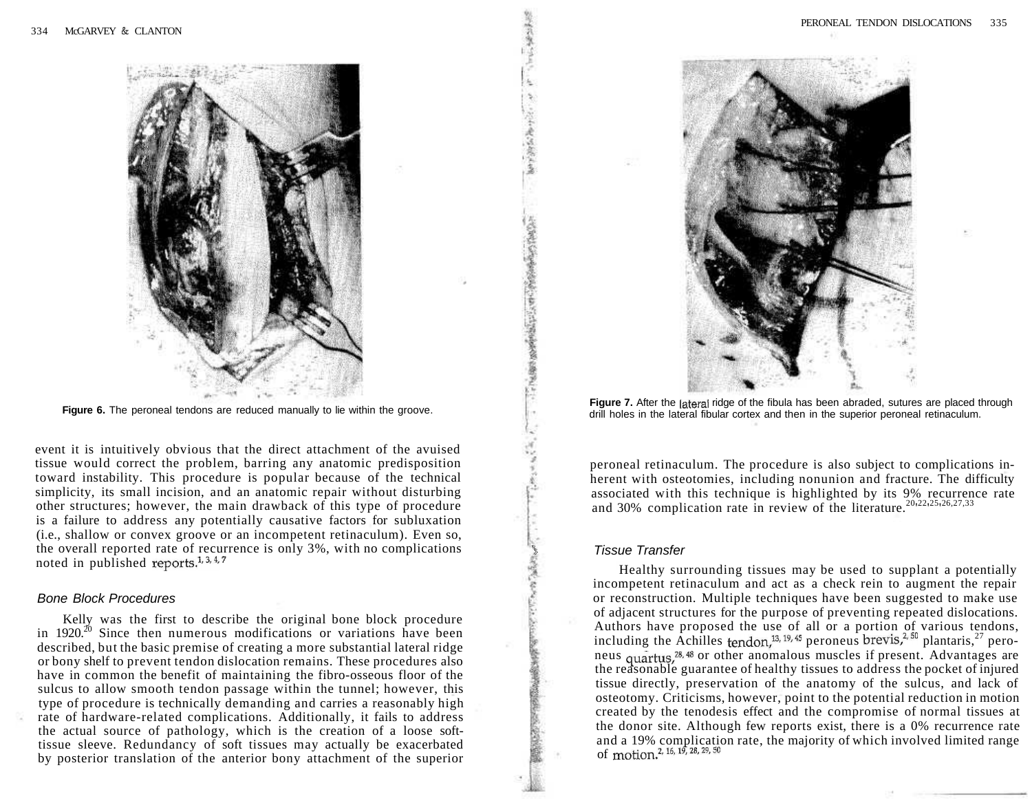Figure 6. The peroneal tendons are reduced manually to lie within the groove.

event it is intuitively obvious that the direct attachment of the avuised tissue would correct the problem, barring any anatomic predisposition toward instability. This procedure is popular because of the technical simplicity, its small incision, and an anatomic repair without disturbing other structures; however, the main drawback of this type of procedure is a failure to address any potentially causative factors for subluxation (i.e., shallow or convex groove or an incompetent retinaculum). Even so, the overall reported rate of recurrence is only 3%, with no complications noted in published reports.[1, 3, 4, 7]

### Bone Block Procedures

Kelly was the first to describe the original bone block procedure in 1920.[20] Since then numerous modifications or variations have been described, but the basic premise of creating a more substantial lateral ridge or bony shelf to prevent tendon dislocation remains. These procedures also have in common the benefit of maintaining the fibro-osseous floor of the sulcus to allow smooth tendon passage within the tunnel; however, this type of procedure is technically demanding and carries a reasonably high rate of hardware-related complications. Additionally, it fails to address the actual source of pathology, which is the creation of a loose soft-tissue sleeve. Redundancy of soft tissues may actually be exacerbated by posterior translation of the anterior bony attachment of the superior peroneal retinaculum. The procedure is also subject to complications inherent with osteotomies, including nonunion and fracture. The difficulty associated with this technique is highlighted by its 9% recurrence rate and 30% complication rate in review of the literature.[20,22,25,26,27,33]

Figure 7. After the lateral ridge of the fibula has been abraded, sutures are placed through drill holes in the lateral fibular cortex and then in the superior peroneal retinaculum.

### Tissue Transfer

Healthy surrounding tissues may be used to supplant a potentially incompetent retinaculum and act as a check rein to augment the repair or reconstruction. Multiple techniques have been suggested to make use of adjacent structures for the purpose of preventing repeated dislocations. Authors have proposed the use of all or a portion of various tendons, including the Achilles tendon,[13, 19, 45] peroneus brevis,[2, 50] plantaris,[27] peroneus quartus,[28, 48] or other anomalous muscles if present. Advantages are the reasonable guarantee of healthy tissues to address the pocket of injured tissue directly, preservation of the anatomy of the sulcus, and lack of osteotomy. Criticisms, however, point to the potential reduction in motion created by the tenodesis effect and the compromise of normal tissues at the donor site. Although few reports exist, there is a 0% recurrence rate and a 19% complication rate, the majority of which involved limited range of motion.[2, 16, 19, 28, 29, 50]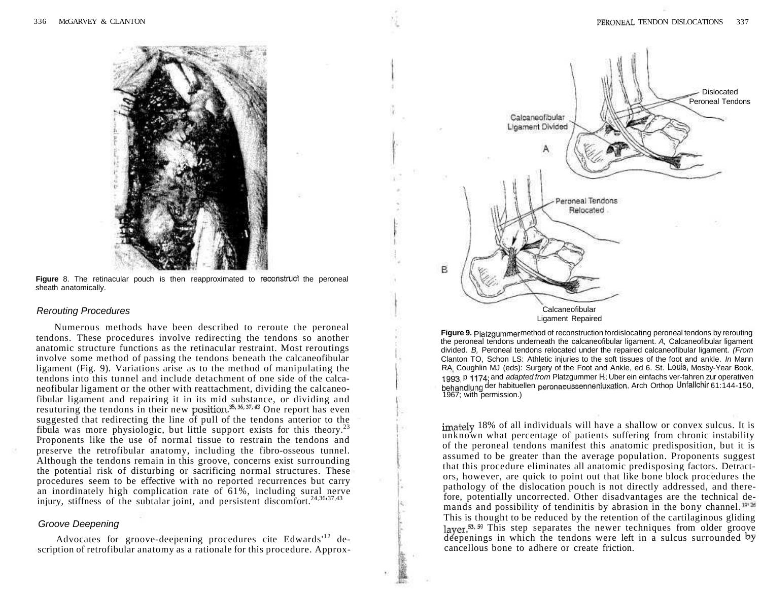**Figure** 8. The retinacular pouch is then reapproximated to reconstruct the peroneal sheath anatomically.

### *Rerouting Procedures*

Numerous methods have been described to reroute the peroneal tendons. These procedures involve redirecting the tendons so another anatomic structure functions as the retinacular restraint. Most reroutings involve some method of passing the tendons beneath the calcaneofibular ligament (Fig. 9). Variations arise as to the method of manipulating the tendons into this tunnel and include detachment of one side of the calcaneofibular ligament or the other with reattachment, dividing the calcaneofibular ligament and repairing it in its mid substance, or dividing and resuturing the tendons in their new position.[35, 36, 37, 43] One report has even suggested that redirecting the line of pull of the tendons anterior to the fibula was more physiologic, but little support exists for this theory.[23] Proponents like the use of normal tissue to restrain the tendons and preserve the retrofibular anatomy, including the fibro-osseous tunnel. Although the tendons remain in this groove, concerns exist surrounding the potential risk of disturbing or sacrificing normal structures. These procedures seem to be effective with no reported recurrences but carry an inordinately high complication rate of 61%, including sural nerve injury, stiffness of the subtalar joint, and persistent discomfort.[24,36,37,43]

### *Groove Deepening*

Advocates for groove-deepening procedures cite Edwards'[12] description of retrofibular anatomy as a rationale for this procedure. Approximately 18% of all individuals will have a shallow or convex sulcus. It is unknown what percentage of patients suffering from chronic instability of the peroneal tendons manifest this anatomic predisposition, but it is assumed to be greater than the average population. Proponents suggest that this procedure eliminates all anatomic predisposing factors. Detractors, however, are quick to point out that like bone block procedures the pathology of the dislocation pouch is not directly addressed, and therefore, potentially uncorrected. Other disadvantages are the technical demands and possibility of tendinitis by abrasion in the bony channel.[19, 26] This is thought to be reduced by the retention of the cartilaginous gliding layer.[53, 59] This step separates the newer techniques from older groove deepenings in which the tendons were left in a sulcus surrounded by cancellous bone to adhere or create friction.

**Figure 9.** Platzgummer method of reconstruction for dislocating peroneal tendons by rerouting the peroneal tendons underneath the calcaneofibular ligament. *A,* Calcaneofibular ligament divided. *B,* Peroneal tendons relocated under the repaired calcaneofibular ligament. *(From* Clanton TO, Schon LS: Athletic injuries to the soft tissues of the foot and ankle. *In* Mann RA, Coughlin MJ (eds): Surgery of the Foot and Ankle, ed 6. St. Louis, Mosby-Year Book, 1993, p 1174; and *adapted from* Platzgummer H: Uber ein einfachs ver-fahren zur operativen behandlung der habituellen peronaeussennenluxation. Arch Orthop Unfallchir 61:144-150, 1967; with permission.)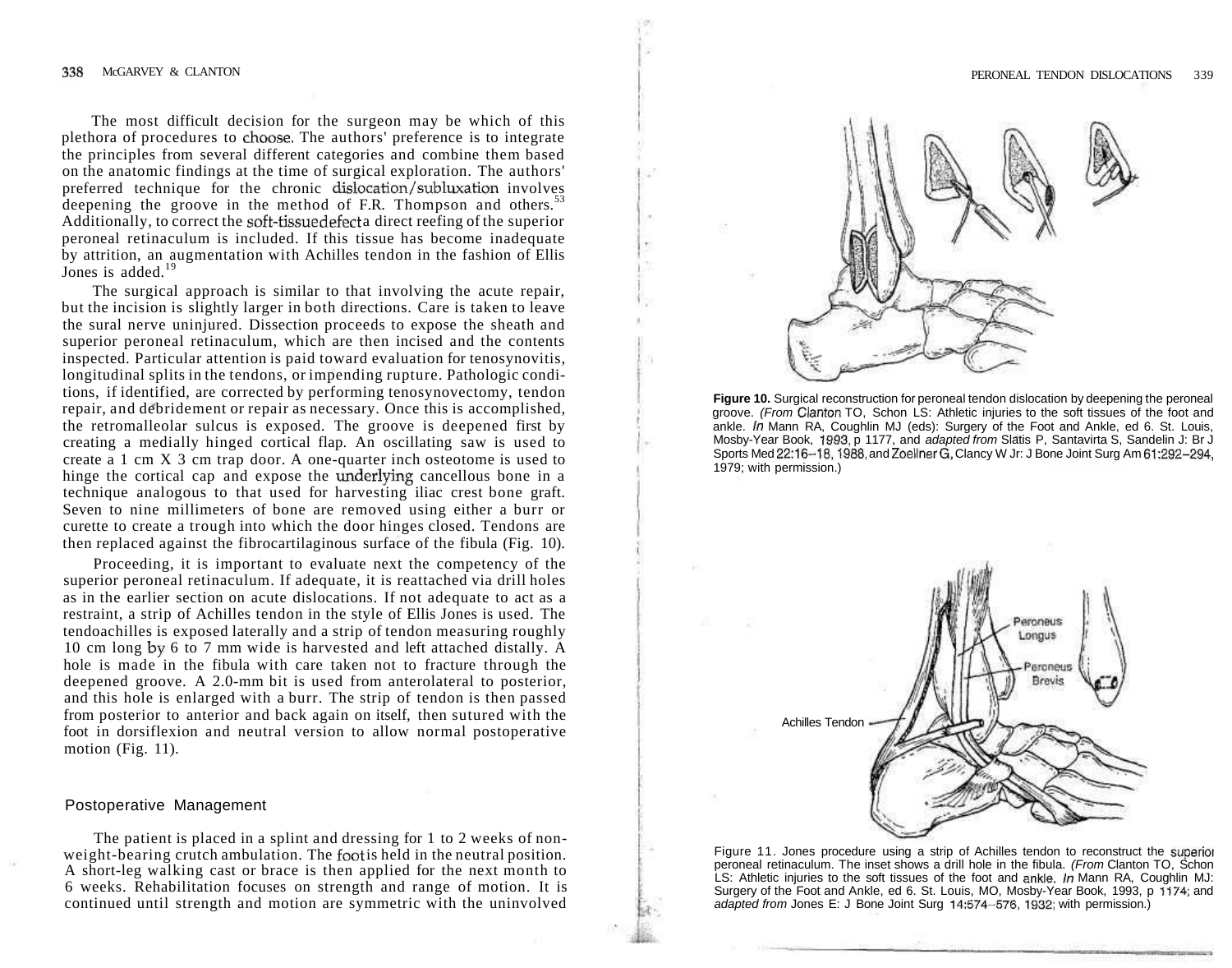The most difficult decision for the surgeon may be which of this plethora of procedures to choose. The authors' preference is to integrate the principles from several different categories and combine them based on the anatomic findings at the time of surgical exploration. The authors' preferred technique for the chronic dislocation/subluxation involves deepening the groove in the method of F.R. Thompson and others.[53] Additionally, to correct the soft-tissue defect a direct reefing of the superior peroneal retinaculum is included. If this tissue has become inadequate by attrition, an augmentation with Achilles tendon in the fashion of Ellis Jones is added.[19]

The surgical approach is similar to that involving the acute repair, but the incision is slightly larger in both directions. Care is taken to leave the sural nerve uninjured. Dissection proceeds to expose the sheath and superior peroneal retinaculum, which are then incised and the contents inspected. Particular attention is paid toward evaluation for tenosynovitis, longitudinal splits in the tendons, or impending rupture. Pathologic conditions, if identified, are corrected by performing tenosynovectomy, tendon repair, and débridement or repair as necessary. Once this is accomplished, the retromalleolar sulcus is exposed. The groove is deepened first by creating a medially hinged cortical flap. An oscillating saw is used to create a 1 cm X 3 cm trap door. A one-quarter inch osteotome is used to hinge the cortical cap and expose the underlying cancellous bone in a technique analogous to that used for harvesting iliac crest bone graft. Seven to nine millimeters of bone are removed using either a burr or curette to create a trough into which the door hinges closed. Tendons are then replaced against the fibrocartilaginous surface of the fibula (Fig. 10).

Proceeding, it is important to evaluate next the competency of the superior peroneal retinaculum. If adequate, it is reattached via drill holes as in the earlier section on acute dislocations. If not adequate to act as a restraint, a strip of Achilles tendon in the style of Ellis Jones is used. The tendoachilles is exposed laterally and a strip of tendon measuring roughly 10 cm long by 6 to 7 mm wide is harvested and left attached distally. A hole is made in the fibula with care taken not to fracture through the deepened groove. A 2.0-mm bit is used from anterolateral to posterior, and this hole is enlarged with a burr. The strip of tendon is then passed from posterior to anterior and back again on itself, then sutured with the foot in dorsiflexion and neutral version to allow normal postoperative motion (Fig. 11).

## Postoperative Management

The patient is placed in a splint and dressing for 1 to 2 weeks of non-weight-bearing crutch ambulation. The foot is held in the neutral position. A short-leg walking cast or brace is then applied for the next month to 6 weeks. Rehabilitation focuses on strength and range of motion. It is continued until strength and motion are symmetric with the uninvolved

**Figure 10.** Surgical reconstruction for peroneal tendon dislocation by deepening the peroneal groove. *(From* Clanton TO, Schon LS: Athletic injuries to the soft tissues of the foot and ankle. *In* Mann RA, Coughlin MJ (eds): Surgery of the Foot and Ankle, ed 6. St. Louis, Mosby-Year Book, 1993, p 1177, and *adapted from* Slatis P, Santavirta S, Sandelin J: Br J Sports Med 22:16–18, 1988, and Zoellner G, Clancy W Jr: J Bone Joint Surg Am 61:292–294, 1979; with permission.)

Peroneus Longus

Peroneus Brevis

Achilles Tendon

Figure 11. Jones procedure using a strip of Achilles tendon to reconstruct the superior peroneal retinaculum. The inset shows a drill hole in the fibula. *(From* Clanton TO, Schon LS: Athletic injuries to the soft tissues of the foot and ankle. *In* Mann RA, Coughlin MJ: Surgery of the Foot and Ankle, ed 6. St. Louis, MO, Mosby-Year Book, 1993, p 1174; and *adapted from* Jones E: J Bone Joint Surg 14:574–576, 1932; with permission.)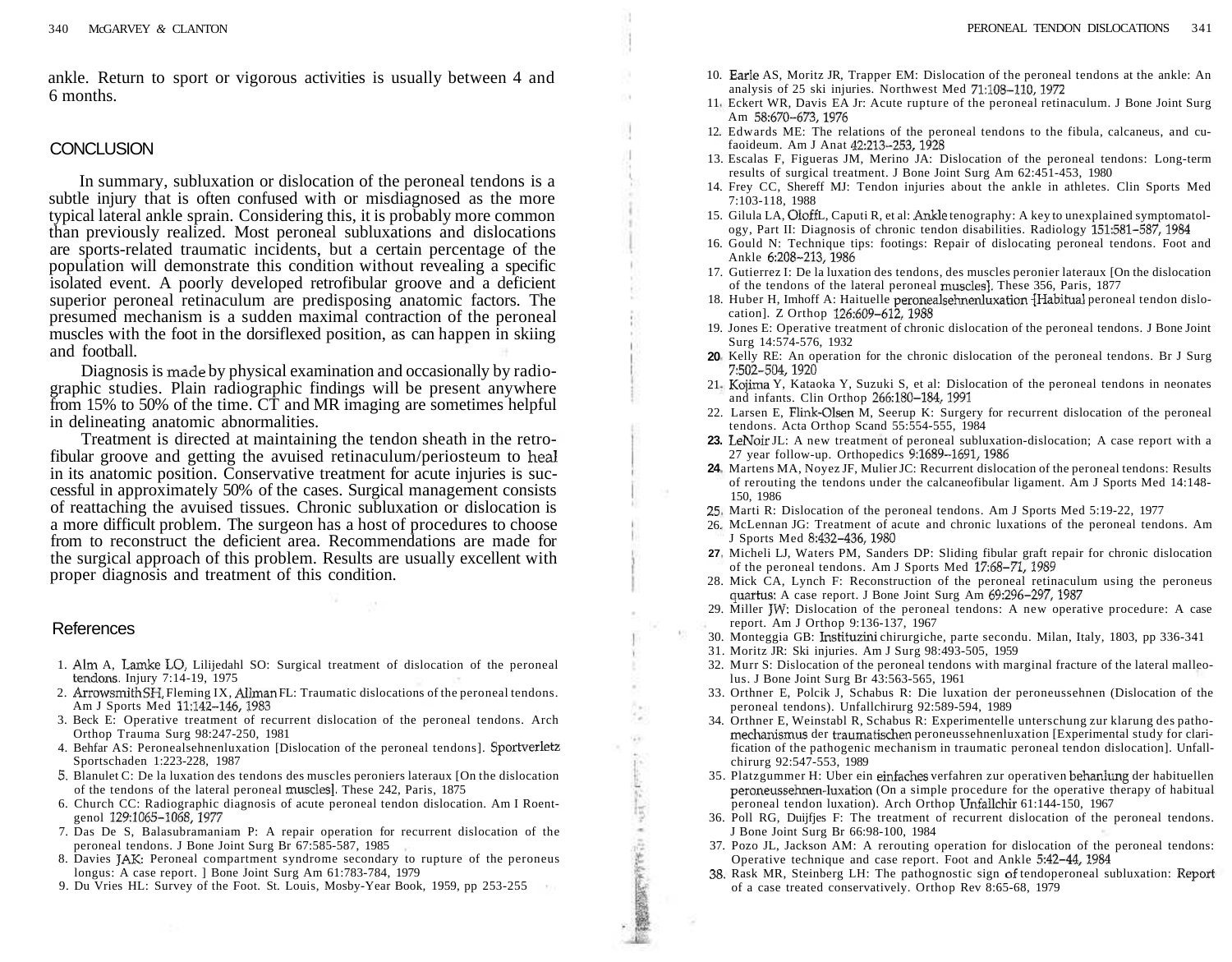ankle. Return to sport or vigorous activities is usually between 4 and 6 months.

## CONCLUSION

In summary, subluxation or dislocation of the peroneal tendons is a subtle injury that is often confused with or misdiagnosed as the more typical lateral ankle sprain. Considering this, it is probably more common than previously realized. Most peroneal subluxations and dislocations are sports-related traumatic incidents, but a certain percentage of the population will demonstrate this condition without revealing a specific isolated event. A poorly developed retrofibular groove and a deficient superior peroneal retinaculum are predisposing anatomic factors. The presumed mechanism is a sudden maximal contraction of the peroneal muscles with the foot in the dorsiflexed position, as can happen in skiing and football.

Diagnosis is made by physical examination and occasionally by radiographic studies. Plain radiographic findings will be present anywhere from 15% to 50% of the time. CT and MR imaging are sometimes helpful in delineating anatomic abnormalities.

Treatment is directed at maintaining the tendon sheath in the retrofibular groove and getting the avulsed retinaculum/periosteum to heal in its anatomic position. Conservative treatment for acute injuries is successful in approximately 50% of the cases. Surgical management consists of reattaching the avulsed tissues. Chronic subluxation or dislocation is a more difficult problem. The surgeon has a host of procedures to choose from to reconstruct the deficient area. Recommendations are made for the surgical approach of this problem. Results are usually excellent with proper diagnosis and treatment of this condition.

## References

1. Alm A, Lamke LO, Lilijedahl SO: Surgical treatment of dislocation of the peroneal tendons. Injury 7:14-19, 1975
2. Arrowsmith SH, Fleming IX, Allman FL: Traumatic dislocations of the peroneal tendons. Am J Sports Med 11:142-146, 1983
3. Beck E: Operative treatment of recurrent dislocation of the peroneal tendons. Arch Orthop Trauma Surg 98:247-250, 1981
4. Behfar AS: Peronealsehnenluxation [Dislocation of the peroneal tendons]. Sportverletz Sportschaden 1:223-228, 1987
5. Blanulet C: De la luxation des tendons des muscles peroniers lateraux [On the dislocation of the tendons of the lateral peroneal muscles]. These 242, Paris, 1875
6. Church CC: Radiographic diagnosis of acute peroneal tendon dislocation. Am I Roentgenol 129:1065-1068, 1977
7. Das De S, Balasubramaniam P: A repair operation for recurrent dislocation of the peroneal tendons. J Bone Joint Surg Br 67:585-587, 1985
8. Davies JAK: Peroneal compartment syndrome secondary to rupture of the peroneus longus: A case report. ] Bone Joint Surg Am 61:783-784, 1979
9. Du Vries HL: Survey of the Foot. St. Louis, Mosby-Year Book, 1959, pp 253-255
10. Earle AS, Moritz JR, Trapper EM: Dislocation of the peroneal tendons at the ankle: An analysis of 25 ski injuries. Northwest Med 71:108-110, 1972
11. Eckert WR, Davis EA Jr: Acute rupture of the peroneal retinaculum. J Bone Joint Surg Am 58:670-673, 1976
12. Edwards ME: The relations of the peroneal tendons to the fibula, calcaneus, and cufaoideum. Am J Anat 42:213-253, 1928
13. Escalas F, Figueras JM, Merino JA: Dislocation of the peroneal tendons: Long-term results of surgical treatment. J Bone Joint Surg Am 62:451-453, 1980
14. Frey CC, Shereff MJ: Tendon injuries about the ankle in athletes. Clin Sports Med 7:103-118, 1988
15. Gilula LA, Oloff L, Caputi R, et al: Ankle tenography: A key to unexplained symptomatology, Part II: Diagnosis of chronic tendon disabilities. Radiology 151:581-587, 1984
16. Gould N: Technique tips: footings: Repair of dislocating peroneal tendons. Foot and Ankle 6:208-213, 1986
17. Gutierrez I: De la luxation des tendons, des muscles peronier lateraux [On the dislocation of the tendons of the lateral peroneal muscles]. These 356, Paris, 1877
18. Huber H, Imhoff A: Haituelle peronealsehnenluxation [Habitual peroneal tendon dislocation]. Z Orthop 126:609-612, 1988
19. Jones E: Operative treatment of chronic dislocation of the peroneal tendons. J Bone Joint Surg 14:574-576, 1932
20. Kelly RE: An operation for the chronic dislocation of the peroneal tendons. Br J Surg 7:502-504, 1920
21. Kojima Y, Kataoka Y, Suzuki S, et al: Dislocation of the peroneal tendons in neonates and infants. Clin Orthop 266:180-184, 1991
22. Larsen E, Flink-Olsen M, Seerup K: Surgery for recurrent dislocation of the peroneal tendons. Acta Orthop Scand 55:554-555, 1984
23. LeNoir JL: A new treatment of peroneal subluxation-dislocation; A case report with a 27 year follow-up. Orthopedics 9:1689-1691, 1986
24. Martens MA, Noyez JF, Mulier JC: Recurrent dislocation of the peroneal tendons: Results of rerouting the tendons under the calcaneofibular ligament. Am J Sports Med 14:148-150, 1986
25. Marti R: Dislocation of the peroneal tendons. Am J Sports Med 5:19-22, 1977
26. McLennan JG: Treatment of acute and chronic luxations of the peroneal tendons. Am J Sports Med 8:432-436, 1980
27. Micheli LJ, Waters PM, Sanders DP: Sliding fibular graft repair for chronic dislocation of the peroneal tendons. Am J Sports Med 17:68-71, 1989
28. Mick CA, Lynch F: Reconstruction of the peroneal retinaculum using the peroneus quartus: A case report. J Bone Joint Surg Am 69:296-297, 1987
29. Miller JW: Dislocation of the peroneal tendons: A new operative procedure: A case report. Am J Orthop 9:136-137, 1967
30. Monteggia GB: Instituzini chirurgiche, parte secondu. Milan, Italy, 1803, pp 336-341
31. Moritz JR: Ski injuries. Am J Surg 98:493-505, 1959
32. Murr S: Dislocation of the peroneal tendons with marginal fracture of the lateral malleolus. J Bone Joint Surg Br 43:563-565, 1961
33. Orthner E, Polcik J, Schabus R: Die luxation der peroneussehnen (Dislocation of the peroneal tendons). Unfallchirurg 92:589-594, 1989
34. Orthner E, Weinstabl R, Schabus R: Experimentelle unterschung zur klarung des pathomechanismus der traumatischen peroneussehnenluxation [Experimental study for clarification of the pathogenic mechanism in traumatic peroneal tendon dislocation]. Unfallchirurg 92:547-553, 1989
35. Platzgummer H: Uber ein einfaches verfahren zur operativen beharlung der habituellen peroneussehnen-luxation (On a simple procedure for the operative therapy of habitual peroneal tendon luxation). Arch Orthop Unfallchir 61:144-150, 1967
36. Poll RG, Duijfjes F: The treatment of recurrent dislocation of the peroneal tendons. J Bone Joint Surg Br 66:98-100, 1984
37. Pozo JL, Jackson AM: A rerouting operation for dislocation of the peroneal tendons: Operative technique and case report. Foot and Ankle 5:42-44, 1984
38. Rask MR, Steinberg LH: The pathognostic sign of tendoperoneal subluxation: Report of a case treated conservatively. Orthop Rev 8:65-68, 1979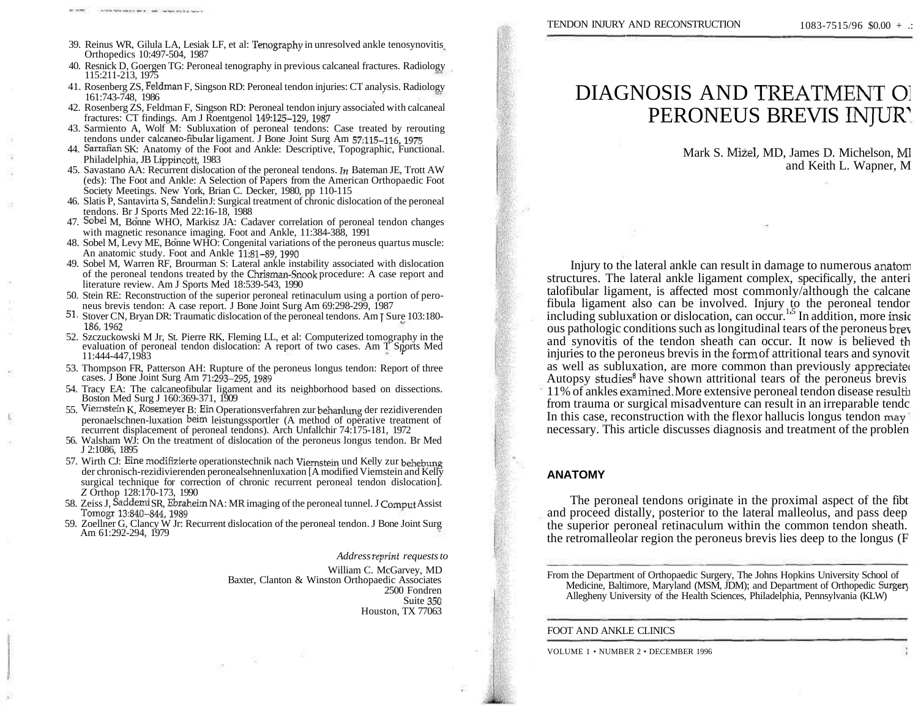39. Reinus WR, Gilula LA, Lesiak LF, et al: Tenography in unresolved ankle tenosynovitis. Orthopedics 10:497-504, 1987
40. Resnick D, Goergen TG: Peroneal tenography in previous calcaneal fractures. Radiology 115:211-213, 1975
41. Rosenberg ZS, Feldman F, Singson RD: Peroneal tendon injuries: CT analysis. Radiology 161:743-748, 1986
42. Rosenberg ZS, Feldman F, Singson RD: Peroneal tendon injury associated with calcaneal fractures: CT findings. Am J Roentgenol 149:125-129, 1987
43. Sarmiento A, Wolf M: Subluxation of peroneal tendons: Case treated by rerouting tendons under calcaneo-fibular ligament. J Bone Joint Surg Am 57:115-116, 1975
44. Sarrafian SK: Anatomy of the Foot and Ankle: Descriptive, Topographic, Functional. Philadelphia, JB Lippincott, 1983
45. Savastano AA: Recurrent dislocation of the peroneal tendons. *In* Bateman JE, Trott AW (eds): The Foot and Ankle: A Selection of Papers from the American Orthopaedic Foot Society Meetings. New York, Brian C. Decker, 1980, pp 110-115
46. Slatis P, Santavirta S, Sandelin J: Surgical treatment of chronic dislocation of the peroneal tendons. Br J Sports Med 22:16-18, 1988
47. Sobel M, Bonne WHO, Markisz JA: Cadaver correlation of peroneal tendon changes with magnetic resonance imaging. Foot and Ankle, 11:384-388, 1991
48. Sobel M, Levy ME, Bonne WHO: Congenital variations of the peroneus quartus muscle: An anatomic study. Foot and Ankle 11:81-89, 1990
49. Sobel M, Warren RF, Brourman S: Lateral ankle instability associated with dislocation of the peroneal tendons treated by the Chrisman-Snook procedure: A case report and literature review. Am J Sports Med 18:539-543, 1990
50. Stein RE: Reconstruction of the superior peroneal retinaculum using a portion of peroneus brevis tendon: A case report. J Bone Joint Surg Am 69:298-299, 1987
51. Stover CN, Bryan DR: Traumatic dislocation of the peroneal tendons. Am J Surg 103:180-186, 1962
52. Szczuckowski M Jr, St. Pierre RK, Fleming LL, et al: Computerized tomography in the evaluation of peroneal tendon dislocation: A report of two cases. Am J Sports Med 11:444-447,1983
53. Thompson FR, Patterson AH: Rupture of the peroneus longus tendon: Report of three cases. J Bone Joint Surg Am 71:293-295, 1989
54. Tracy EA: The calcaneofibular ligament and its neighborhood based on dissections. Boston Med Surg J 160:369-371, 1909
55. Viernstein K, Rosemeyer B: Ein Operationsverfahren zur behanlung der rezidiverenden peronaelschnen-luxation beim leistungssportler (A method of operative treatment of recurrent displacement of peroneal tendons). Arch Unfallchir 74:175-181, 1972
56. Walsham WJ: On the treatment of dislocation of the peroneus longus tendon. Br Med J 2:1086, 1895
57. Wirth CJ: Eine modifizierte operationstechnik nach Viernstein und Kelly zur behebung der chronisch-rezidivierenden peronealsehnenluxation [A modified Viemstein and Kelly surgical technique for correction of chronic recurrent peroneal tendon dislocation]. Z Orthop 128:170-173, 1990
58. Zeiss J, Saddemi SR, Ebraheim NA: MR imaging of the peroneal tunnel. J Comput Assist Tomogr 13:840-844, 1989
59. Zoellner G, Clancy W Jr: Recurrent dislocation of the peroneal tendon. J Bone Joint Surg Am 61:292-294, 1979

*Address reprint requests to*

William C. McGarvey, MD
Baxter, Clanton & Winston Orthopaedic Associates
2500 Fondren
Suite 350
Houston, TX 77063

# DIAGNOSIS AND TREATMENT OF PERONEUS BREVIS INJURY

Mark S. Mizel, MD, James D. Michelson, MD, and Keith L. Wapner, MD

Injury to the lateral ankle can result in damage to numerous anatomic structures. The lateral ankle ligament complex, specifically, the anterior talofibular ligament, is affected most commonly, although the calcaneofibula ligament also can be involved. Injury to the peroneal tendons, including subluxation or dislocation, can occur.[1,5] In addition, more insidious pathologic conditions such as longitudinal tears of the peroneus brevis and synovitis of the tendon sheath can occur. It now is believed that injuries to the peroneus brevis in the form of attritional tears and synovitis, as well as subluxation, are more common than previously appreciated. Autopsy studies[8] have shown attritional tears of the peroneus brevis in 11% of ankles examined. More extensive peroneal tendon disease resulting from trauma or surgical misadventure can result in an irreparable tendon. In this case, reconstruction with the flexor hallucis longus tendon may be necessary. This article discusses diagnosis and treatment of the problem.

## ANATOMY

The peroneal tendons originate in the proximal aspect of the fibula and proceed distally, posterior to the lateral malleolus, and pass deep to the superior peroneal retinaculum within the common tendon sheath. In the retromalleolar region the peroneus brevis lies deep to the longus (F

From the Department of Orthopaedic Surgery, The Johns Hopkins University School of Medicine, Baltimore, Maryland (MSM, JDM); and Department of Orthopedic Surgery, Allegheny University of the Health Sciences, Philadelphia, Pennsylvania (KLW)